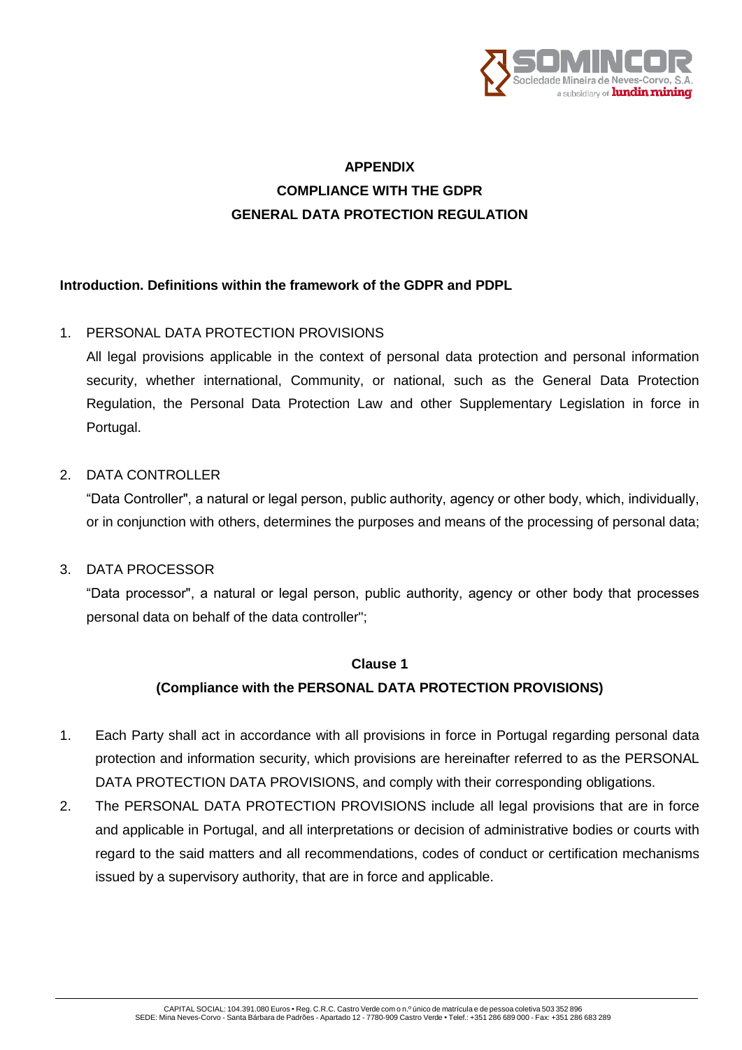# APPENDIX
# COMPLIANCE WITH THE GDPR
# GENERAL DATA PROTECTION REGULATION

**Introduction. Definitions within the framework of the GDPR and PDPL**

1. PERSONAL DATA PROTECTION PROVISIONS

   All legal provisions applicable in the context of personal data protection and personal information security, whether international, Community, or national, such as the General Data Protection Regulation, the Personal Data Protection Law and other Supplementary Legislation in force in Portugal.

2. DATA CONTROLLER

   "Data Controller", a natural or legal person, public authority, agency or other body, which, individually, or in conjunction with others, determines the purposes and means of the processing of personal data;

3. DATA PROCESSOR

   "Data processor", a natural or legal person, public authority, agency or other body that processes personal data on behalf of the data controller";

## Clause 1
## (Compliance with the PERSONAL DATA PROTECTION PROVISIONS)

1. Each Party shall act in accordance with all provisions in force in Portugal regarding personal data protection and information security, which provisions are hereinafter referred to as the PERSONAL DATA PROTECTION DATA PROVISIONS, and comply with their corresponding obligations.
2. The PERSONAL DATA PROTECTION PROVISIONS include all legal provisions that are in force and applicable in Portugal, and all interpretations or decision of administrative bodies or courts with regard to the said matters and all recommendations, codes of conduct or certification mechanisms issued by a supervisory authority, that are in force and applicable.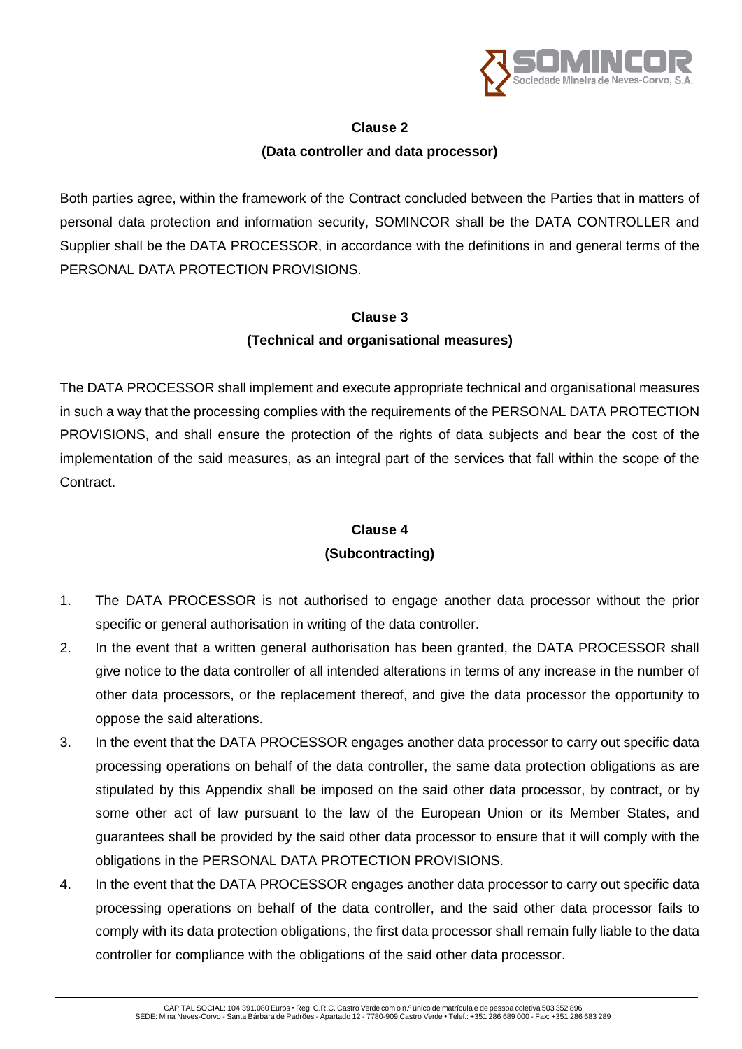## Clause 2
## (Data controller and data processor)

Both parties agree, within the framework of the Contract concluded between the Parties that in matters of personal data protection and information security, SOMINCOR shall be the DATA CONTROLLER and Supplier shall be the DATA PROCESSOR, in accordance with the definitions in and general terms of the PERSONAL DATA PROTECTION PROVISIONS.

## Clause 3
## (Technical and organisational measures)

The DATA PROCESSOR shall implement and execute appropriate technical and organisational measures in such a way that the processing complies with the requirements of the PERSONAL DATA PROTECTION PROVISIONS, and shall ensure the protection of the rights of data subjects and bear the cost of the implementation of the said measures, as an integral part of the services that fall within the scope of the Contract.

## Clause 4
## (Subcontracting)

1. The DATA PROCESSOR is not authorised to engage another data processor without the prior specific or general authorisation in writing of the data controller.
2. In the event that a written general authorisation has been granted, the DATA PROCESSOR shall give notice to the data controller of all intended alterations in terms of any increase in the number of other data processors, or the replacement thereof, and give the data processor the opportunity to oppose the said alterations.
3. In the event that the DATA PROCESSOR engages another data processor to carry out specific data processing operations on behalf of the data controller, the same data protection obligations as are stipulated by this Appendix shall be imposed on the said other data processor, by contract, or by some other act of law pursuant to the law of the European Union or its Member States, and guarantees shall be provided by the said other data processor to ensure that it will comply with the obligations in the PERSONAL DATA PROTECTION PROVISIONS.
4. In the event that the DATA PROCESSOR engages another data processor to carry out specific data processing operations on behalf of the data controller, and the said other data processor fails to comply with its data protection obligations, the first data processor shall remain fully liable to the data controller for compliance with the obligations of the said other data processor.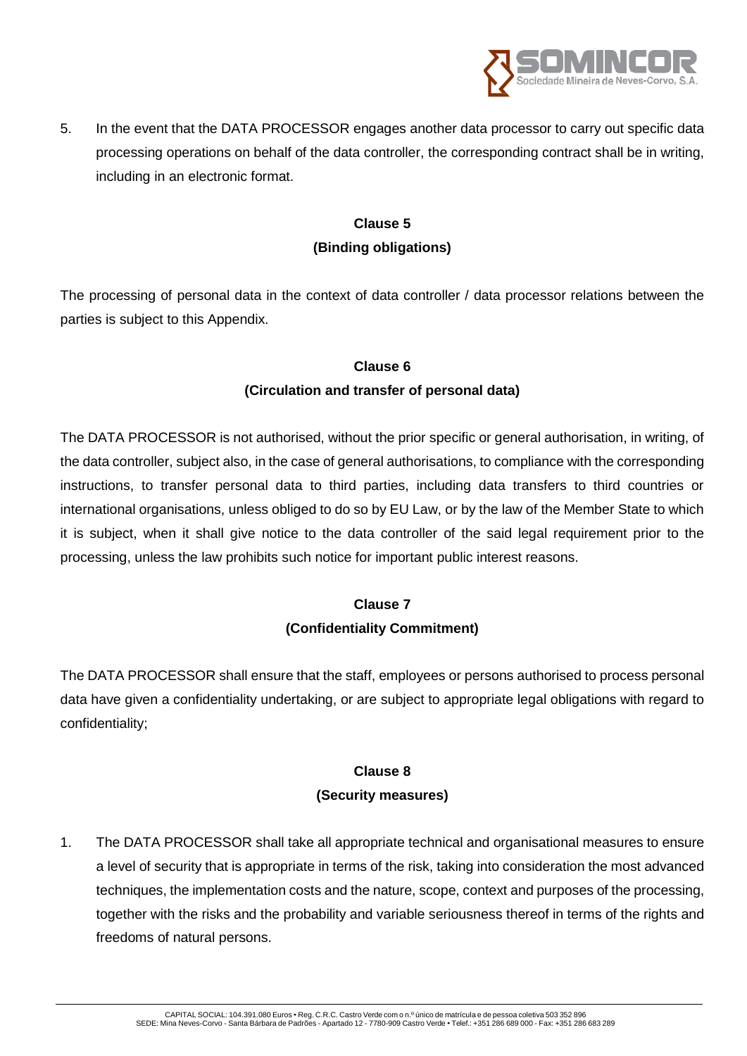5. In the event that the DATA PROCESSOR engages another data processor to carry out specific data processing operations on behalf of the data controller, the corresponding contract shall be in writing, including in an electronic format.

**Clause 5**
**(Binding obligations)**

The processing of personal data in the context of data controller / data processor relations between the parties is subject to this Appendix.

**Clause 6**
**(Circulation and transfer of personal data)**

The DATA PROCESSOR is not authorised, without the prior specific or general authorisation, in writing, of the data controller, subject also, in the case of general authorisations, to compliance with the corresponding instructions, to transfer personal data to third parties, including data transfers to third countries or international organisations, unless obliged to do so by EU Law, or by the law of the Member State to which it is subject, when it shall give notice to the data controller of the said legal requirement prior to the processing, unless the law prohibits such notice for important public interest reasons.

**Clause 7**
**(Confidentiality Commitment)**

The DATA PROCESSOR shall ensure that the staff, employees or persons authorised to process personal data have given a confidentiality undertaking, or are subject to appropriate legal obligations with regard to confidentiality;

**Clause 8**
**(Security measures)**

1. The DATA PROCESSOR shall take all appropriate technical and organisational measures to ensure a level of security that is appropriate in terms of the risk, taking into consideration the most advanced techniques, the implementation costs and the nature, scope, context and purposes of the processing, together with the risks and the probability and variable seriousness thereof in terms of the rights and freedoms of natural persons.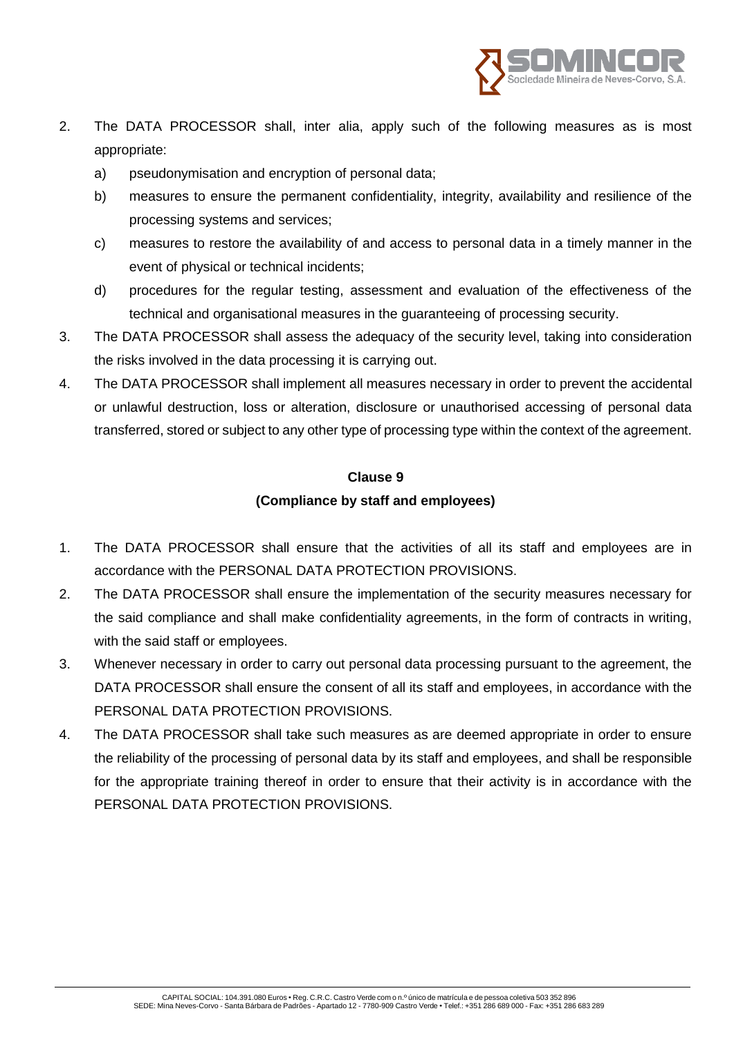2. The DATA PROCESSOR shall, inter alia, apply such of the following measures as is most appropriate:

   a) pseudonymisation and encryption of personal data;

   b) measures to ensure the permanent confidentiality, integrity, availability and resilience of the processing systems and services;

   c) measures to restore the availability of and access to personal data in a timely manner in the event of physical or technical incidents;

   d) procedures for the regular testing, assessment and evaluation of the effectiveness of the technical and organisational measures in the guaranteeing of processing security.

3. The DATA PROCESSOR shall assess the adequacy of the security level, taking into consideration the risks involved in the data processing it is carrying out.

4. The DATA PROCESSOR shall implement all measures necessary in order to prevent the accidental or unlawful destruction, loss or alteration, disclosure or unauthorised accessing of personal data transferred, stored or subject to any other type of processing type within the context of the agreement.

**Clause 9**

**(Compliance by staff and employees)**

1. The DATA PROCESSOR shall ensure that the activities of all its staff and employees are in accordance with the PERSONAL DATA PROTECTION PROVISIONS.

2. The DATA PROCESSOR shall ensure the implementation of the security measures necessary for the said compliance and shall make confidentiality agreements, in the form of contracts in writing, with the said staff or employees.

3. Whenever necessary in order to carry out personal data processing pursuant to the agreement, the DATA PROCESSOR shall ensure the consent of all its staff and employees, in accordance with the PERSONAL DATA PROTECTION PROVISIONS.

4. The DATA PROCESSOR shall take such measures as are deemed appropriate in order to ensure the reliability of the processing of personal data by its staff and employees, and shall be responsible for the appropriate training thereof in order to ensure that their activity is in accordance with the PERSONAL DATA PROTECTION PROVISIONS.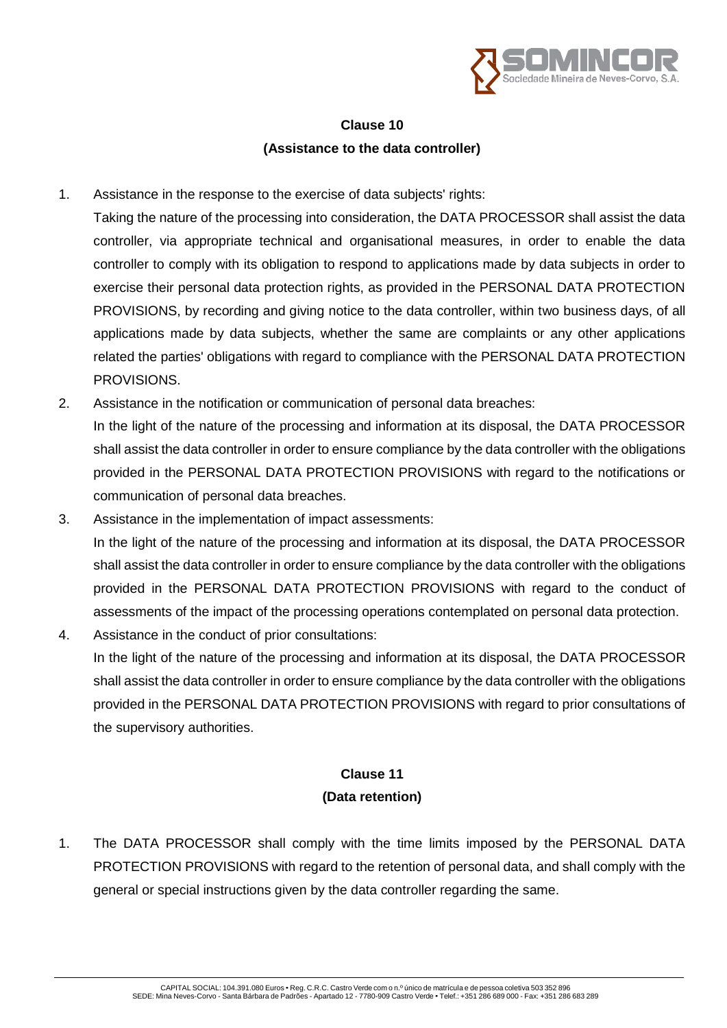## Clause 10
## (Assistance to the data controller)

1. Assistance in the response to the exercise of data subjects' rights:
   Taking the nature of the processing into consideration, the DATA PROCESSOR shall assist the data controller, via appropriate technical and organisational measures, in order to enable the data controller to comply with its obligation to respond to applications made by data subjects in order to exercise their personal data protection rights, as provided in the PERSONAL DATA PROTECTION PROVISIONS, by recording and giving notice to the data controller, within two business days, of all applications made by data subjects, whether the same are complaints or any other applications related the parties' obligations with regard to compliance with the PERSONAL DATA PROTECTION PROVISIONS.
2. Assistance in the notification or communication of personal data breaches:
   In the light of the nature of the processing and information at its disposal, the DATA PROCESSOR shall assist the data controller in order to ensure compliance by the data controller with the obligations provided in the PERSONAL DATA PROTECTION PROVISIONS with regard to the notifications or communication of personal data breaches.
3. Assistance in the implementation of impact assessments:
   In the light of the nature of the processing and information at its disposal, the DATA PROCESSOR shall assist the data controller in order to ensure compliance by the data controller with the obligations provided in the PERSONAL DATA PROTECTION PROVISIONS with regard to the conduct of assessments of the impact of the processing operations contemplated on personal data protection.
4. Assistance in the conduct of prior consultations:
   In the light of the nature of the processing and information at its disposal, the DATA PROCESSOR shall assist the data controller in order to ensure compliance by the data controller with the obligations provided in the PERSONAL DATA PROTECTION PROVISIONS with regard to prior consultations of the supervisory authorities.

## Clause 11
## (Data retention)

1. The DATA PROCESSOR shall comply with the time limits imposed by the PERSONAL DATA PROTECTION PROVISIONS with regard to the retention of personal data, and shall comply with the general or special instructions given by the data controller regarding the same.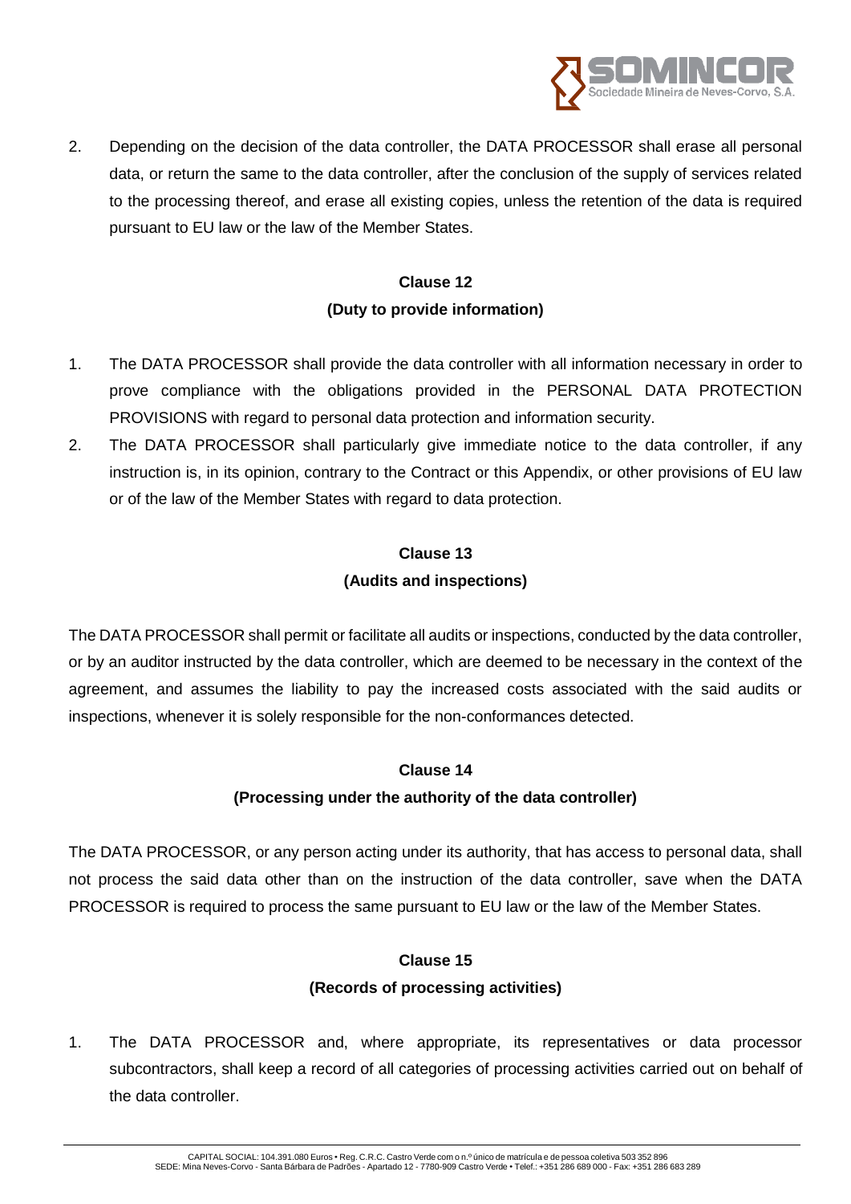2. Depending on the decision of the data controller, the DATA PROCESSOR shall erase all personal data, or return the same to the data controller, after the conclusion of the supply of services related to the processing thereof, and erase all existing copies, unless the retention of the data is required pursuant to EU law or the law of the Member States.

## Clause 12
## (Duty to provide information)

1. The DATA PROCESSOR shall provide the data controller with all information necessary in order to prove compliance with the obligations provided in the PERSONAL DATA PROTECTION PROVISIONS with regard to personal data protection and information security.
2. The DATA PROCESSOR shall particularly give immediate notice to the data controller, if any instruction is, in its opinion, contrary to the Contract or this Appendix, or other provisions of EU law or of the law of the Member States with regard to data protection.

## Clause 13
## (Audits and inspections)

The DATA PROCESSOR shall permit or facilitate all audits or inspections, conducted by the data controller, or by an auditor instructed by the data controller, which are deemed to be necessary in the context of the agreement, and assumes the liability to pay the increased costs associated with the said audits or inspections, whenever it is solely responsible for the non-conformances detected.

## Clause 14
## (Processing under the authority of the data controller)

The DATA PROCESSOR, or any person acting under its authority, that has access to personal data, shall not process the said data other than on the instruction of the data controller, save when the DATA PROCESSOR is required to process the same pursuant to EU law or the law of the Member States.

## Clause 15
## (Records of processing activities)

1. The DATA PROCESSOR and, where appropriate, its representatives or data processor subcontractors, shall keep a record of all categories of processing activities carried out on behalf of the data controller.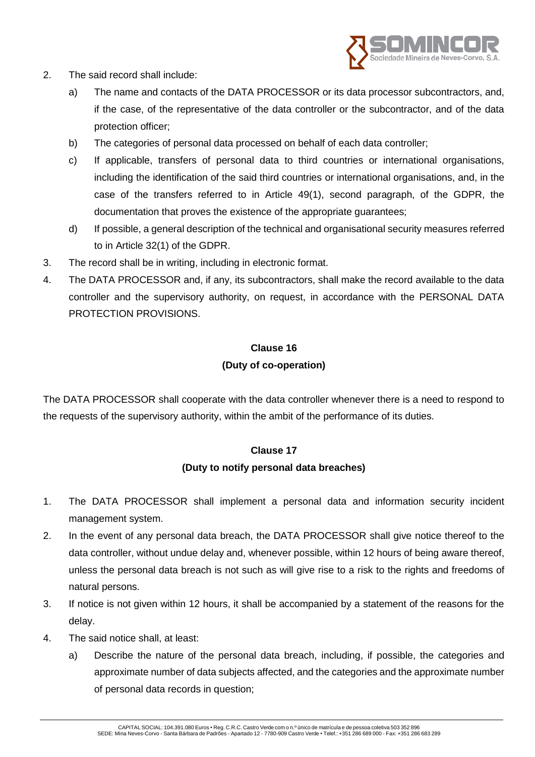2. The said record shall include:

   a) The name and contacts of the DATA PROCESSOR or its data processor subcontractors, and, if the case, of the representative of the data controller or the subcontractor, and of the data protection officer;

   b) The categories of personal data processed on behalf of each data controller;

   c) If applicable, transfers of personal data to third countries or international organisations, including the identification of the said third countries or international organisations, and, in the case of the transfers referred to in Article 49(1), second paragraph, of the GDPR, the documentation that proves the existence of the appropriate guarantees;

   d) If possible, a general description of the technical and organisational security measures referred to in Article 32(1) of the GDPR.

3. The record shall be in writing, including in electronic format.

4. The DATA PROCESSOR and, if any, its subcontractors, shall make the record available to the data controller and the supervisory authority, on request, in accordance with the PERSONAL DATA PROTECTION PROVISIONS.

**Clause 16**

**(Duty of co-operation)**

The DATA PROCESSOR shall cooperate with the data controller whenever there is a need to respond to the requests of the supervisory authority, within the ambit of the performance of its duties.

**Clause 17**

**(Duty to notify personal data breaches)**

1. The DATA PROCESSOR shall implement a personal data and information security incident management system.

2. In the event of any personal data breach, the DATA PROCESSOR shall give notice thereof to the data controller, without undue delay and, whenever possible, within 12 hours of being aware thereof, unless the personal data breach is not such as will give rise to a risk to the rights and freedoms of natural persons.

3. If notice is not given within 12 hours, it shall be accompanied by a statement of the reasons for the delay.

4. The said notice shall, at least:

   a) Describe the nature of the personal data breach, including, if possible, the categories and approximate number of data subjects affected, and the categories and the approximate number of personal data records in question;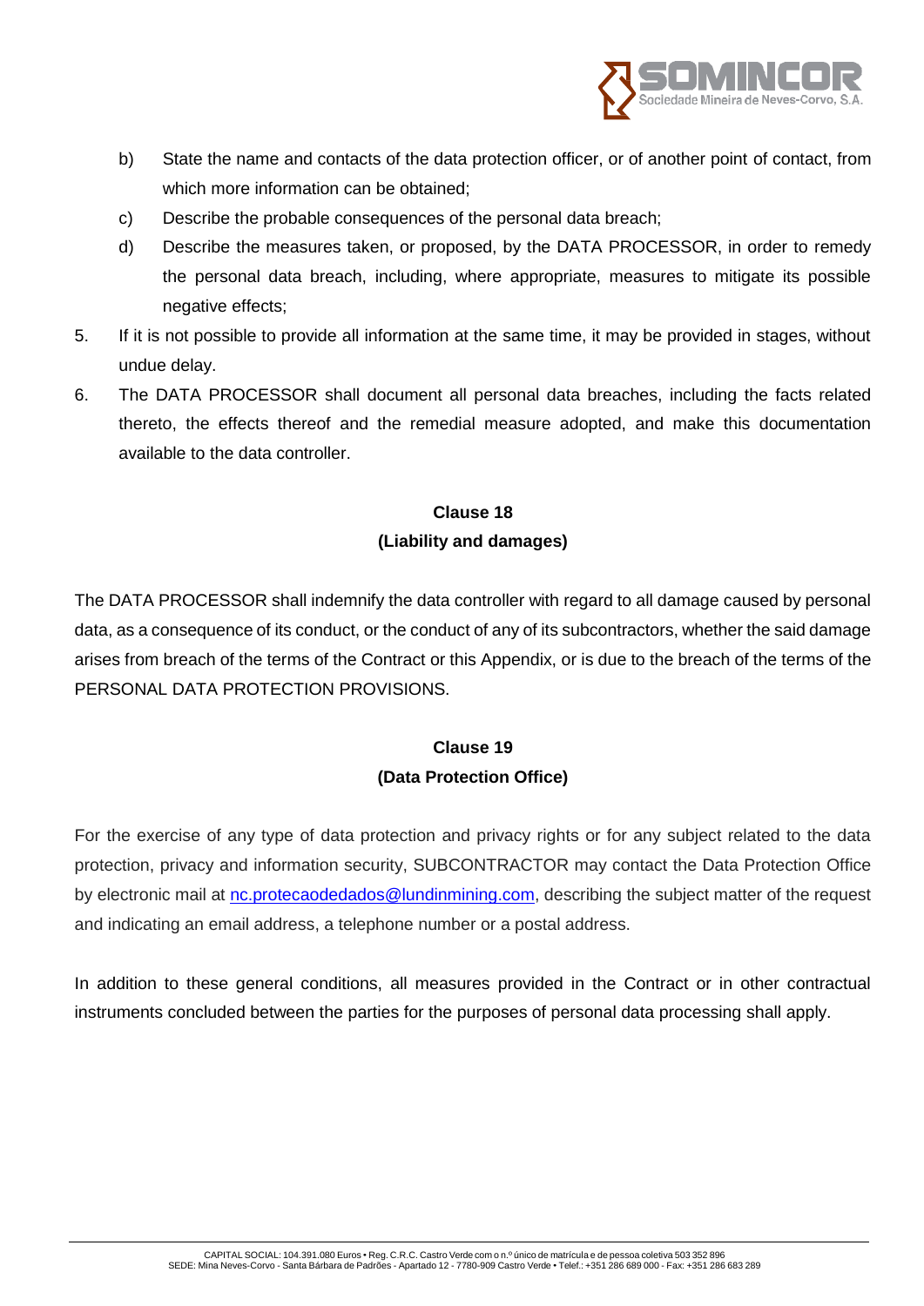b) State the name and contacts of the data protection officer, or of another point of contact, from which more information can be obtained;

c) Describe the probable consequences of the personal data breach;

d) Describe the measures taken, or proposed, by the DATA PROCESSOR, in order to remedy the personal data breach, including, where appropriate, measures to mitigate its possible negative effects;

5. If it is not possible to provide all information at the same time, it may be provided in stages, without undue delay.

6. The DATA PROCESSOR shall document all personal data breaches, including the facts related thereto, the effects thereof and the remedial measure adopted, and make this documentation available to the data controller.

**Clause 18**
**(Liability and damages)**

The DATA PROCESSOR shall indemnify the data controller with regard to all damage caused by personal data, as a consequence of its conduct, or the conduct of any of its subcontractors, whether the said damage arises from breach of the terms of the Contract or this Appendix, or is due to the breach of the terms of the PERSONAL DATA PROTECTION PROVISIONS.

**Clause 19**
**(Data Protection Office)**

For the exercise of any type of data protection and privacy rights or for any subject related to the data protection, privacy and information security, SUBCONTRACTOR may contact the Data Protection Office by electronic mail at nc.protecaodedados@lundinmining.com, describing the subject matter of the request and indicating an email address, a telephone number or a postal address.

In addition to these general conditions, all measures provided in the Contract or in other contractual instruments concluded between the parties for the purposes of personal data processing shall apply.